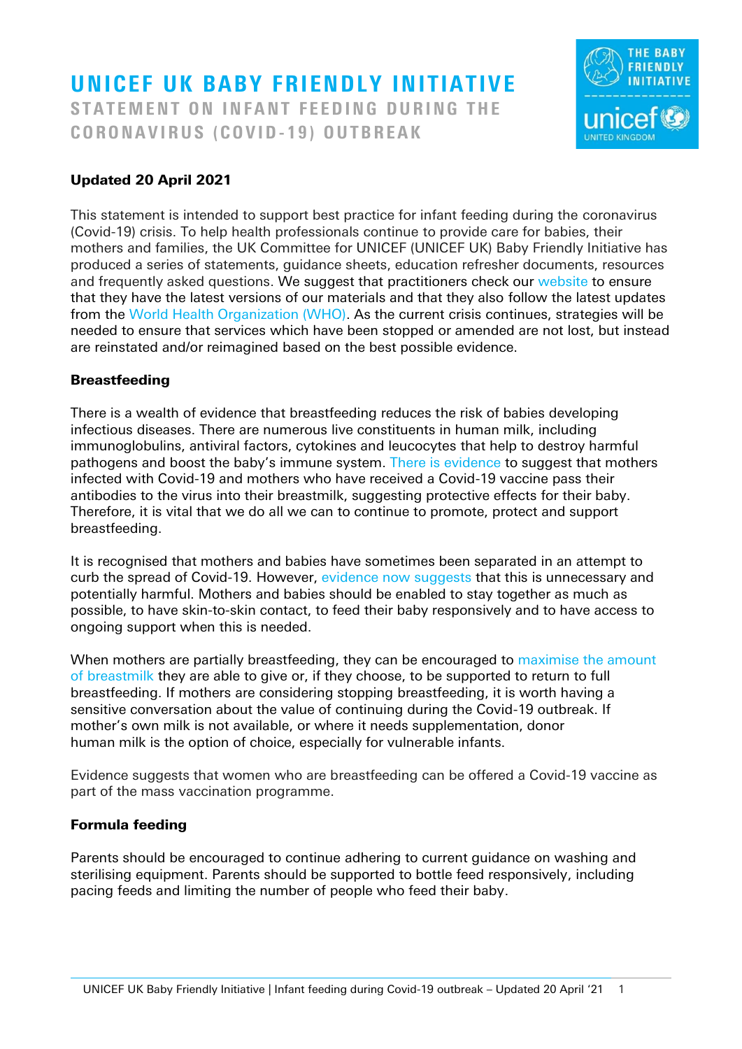# UNICEF UK BABY FRIENDLY INITIATIVE

## STATEMENT ON INFANT FEEDING DURING THE CORONAVIRUS (COVID-19) OUTBREAK

**Updated 20 April 2021**

This statement is intended to support best practice for infant feeding during the coronavirus (Covid-19) crisis. To help health professionals continue to provide care for babies, their mothers and families, the UK Committee for UNICEF (UNICEF UK) Baby Friendly Initiative has produced a series of statements, guidance sheets, education refresher documents, resources and frequently asked questions. We suggest that practitioners check our website to ensure that they have the latest versions of our materials and that they also follow the latest updates from the World Health Organization (WHO). As the current crisis continues, strategies will be needed to ensure that services which have been stopped or amended are not lost, but instead are reinstated and/or reimagined based on the best possible evidence.

### Breastfeeding

There is a wealth of evidence that breastfeeding reduces the risk of babies developing infectious diseases. There are numerous live constituents in human milk, including immunoglobulins, antiviral factors, cytokines and leucocytes that help to destroy harmful pathogens and boost the baby's immune system. There is evidence to suggest that mothers infected with Covid-19 and mothers who have received a Covid-19 vaccine pass their antibodies to the virus into their breastmilk, suggesting protective effects for their baby. Therefore, it is vital that we do all we can to continue to promote, protect and support breastfeeding.

It is recognised that mothers and babies have sometimes been separated in an attempt to curb the spread of Covid-19. However, evidence now suggests that this is unnecessary and potentially harmful. Mothers and babies should be enabled to stay together as much as possible, to have skin-to-skin contact, to feed their baby responsively and to have access to ongoing support when this is needed.

When mothers are partially breastfeeding, they can be encouraged to maximise the amount of breastmilk they are able to give or, if they choose, to be supported to return to full breastfeeding. If mothers are considering stopping breastfeeding, it is worth having a sensitive conversation about the value of continuing during the Covid-19 outbreak. If mother's own milk is not available, or where it needs supplementation, donor human milk is the option of choice, especially for vulnerable infants.

Evidence suggests that women who are breastfeeding can be offered a Covid-19 vaccine as part of the mass vaccination programme.

### Formula feeding

Parents should be encouraged to continue adhering to current guidance on washing and sterilising equipment. Parents should be supported to bottle feed responsively, including pacing feeds and limiting the number of people who feed their baby.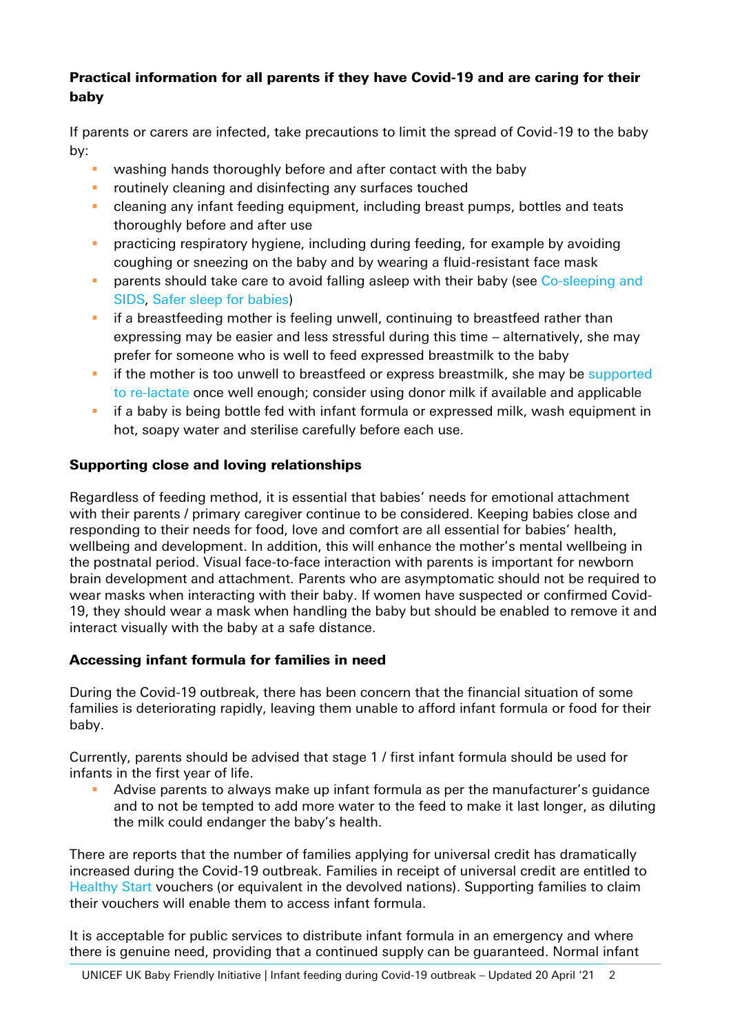**Practical information for all parents if they have Covid-19 and are caring for their baby**

If parents or carers are infected, take precautions to limit the spread of Covid-19 to the baby by:

- washing hands thoroughly before and after contact with the baby
- routinely cleaning and disinfecting any surfaces touched
- cleaning any infant feeding equipment, including breast pumps, bottles and teats thoroughly before and after use
- practicing respiratory hygiene, including during feeding, for example by avoiding coughing or sneezing on the baby and by wearing a fluid-resistant face mask
- parents should take care to avoid falling asleep with their baby (see Co-sleeping and SIDS, Safer sleep for babies)
- if a breastfeeding mother is feeling unwell, continuing to breastfeed rather than expressing may be easier and less stressful during this time – alternatively, she may prefer for someone who is well to feed expressed breastmilk to the baby
- if the mother is too unwell to breastfeed or express breastmilk, she may be supported to re-lactate once well enough; consider using donor milk if available and applicable
- if a baby is being bottle fed with infant formula or expressed milk, wash equipment in hot, soapy water and sterilise carefully before each use.

**Supporting close and loving relationships**

Regardless of feeding method, it is essential that babies' needs for emotional attachment with their parents / primary caregiver continue to be considered. Keeping babies close and responding to their needs for food, love and comfort are all essential for babies' health, wellbeing and development. In addition, this will enhance the mother's mental wellbeing in the postnatal period. Visual face-to-face interaction with parents is important for newborn brain development and attachment. Parents who are asymptomatic should not be required to wear masks when interacting with their baby. If women have suspected or confirmed Covid-19, they should wear a mask when handling the baby but should be enabled to remove it and interact visually with the baby at a safe distance.

**Accessing infant formula for families in need**

During the Covid-19 outbreak, there has been concern that the financial situation of some families is deteriorating rapidly, leaving them unable to afford infant formula or food for their baby.

Currently, parents should be advised that stage 1 / first infant formula should be used for infants in the first year of life.

- Advise parents to always make up infant formula as per the manufacturer's guidance and to not be tempted to add more water to the feed to make it last longer, as diluting the milk could endanger the baby's health.

There are reports that the number of families applying for universal credit has dramatically increased during the Covid-19 outbreak. Families in receipt of universal credit are entitled to Healthy Start vouchers (or equivalent in the devolved nations). Supporting families to claim their vouchers will enable them to access infant formula.

It is acceptable for public services to distribute infant formula in an emergency and where there is genuine need, providing that a continued supply can be guaranteed. Normal infant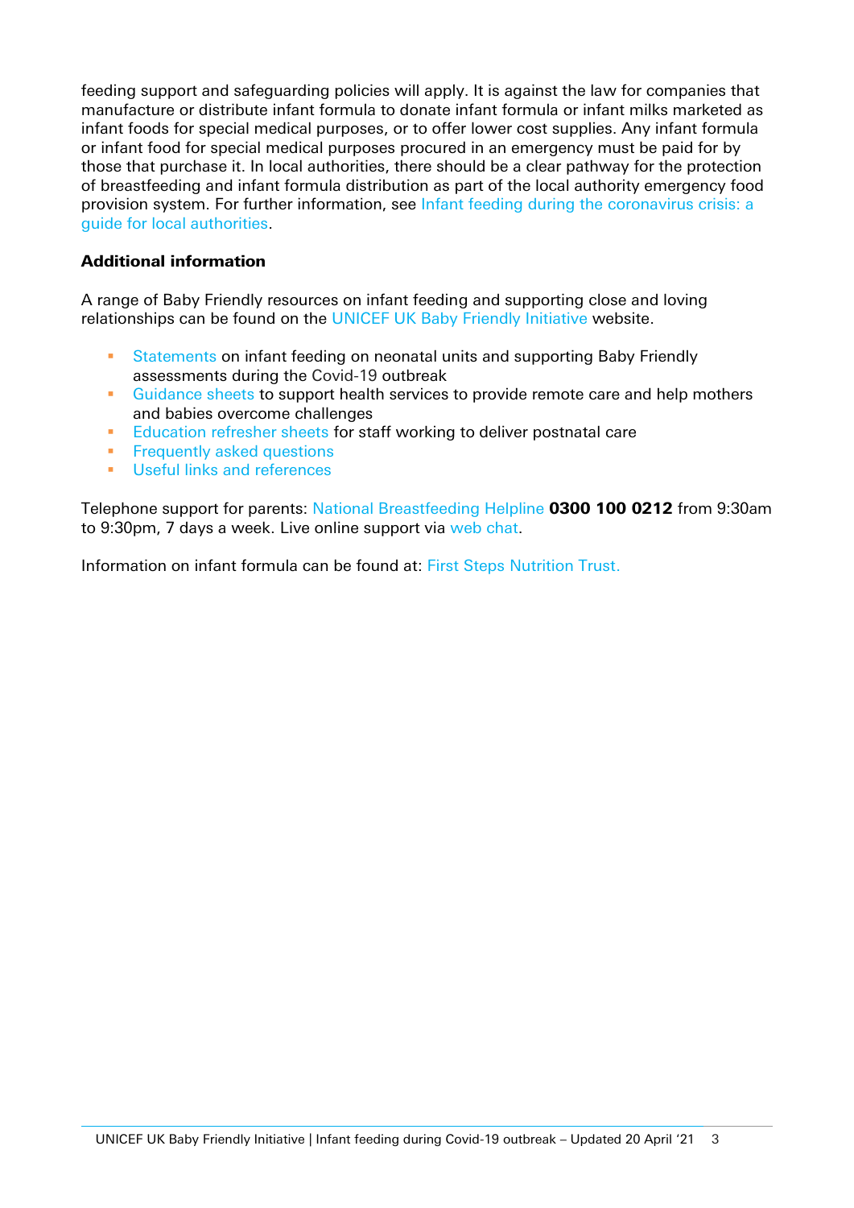feeding support and safeguarding policies will apply. It is against the law for companies that manufacture or distribute infant formula to donate infant formula or infant milks marketed as infant foods for special medical purposes, or to offer lower cost supplies. Any infant formula or infant food for special medical purposes procured in an emergency must be paid for by those that purchase it. In local authorities, there should be a clear pathway for the protection of breastfeeding and infant formula distribution as part of the local authority emergency food provision system. For further information, see Infant feeding during the coronavirus crisis: a guide for local authorities.

### Additional information

A range of Baby Friendly resources on infant feeding and supporting close and loving relationships can be found on the UNICEF UK Baby Friendly Initiative website.

- Statements on infant feeding on neonatal units and supporting Baby Friendly assessments during the Covid-19 outbreak
- Guidance sheets to support health services to provide remote care and help mothers and babies overcome challenges
- Education refresher sheets for staff working to deliver postnatal care
- Frequently asked questions
- Useful links and references

Telephone support for parents: National Breastfeeding Helpline **0300 100 0212** from 9:30am to 9:30pm, 7 days a week. Live online support via web chat.

Information on infant formula can be found at: First Steps Nutrition Trust.